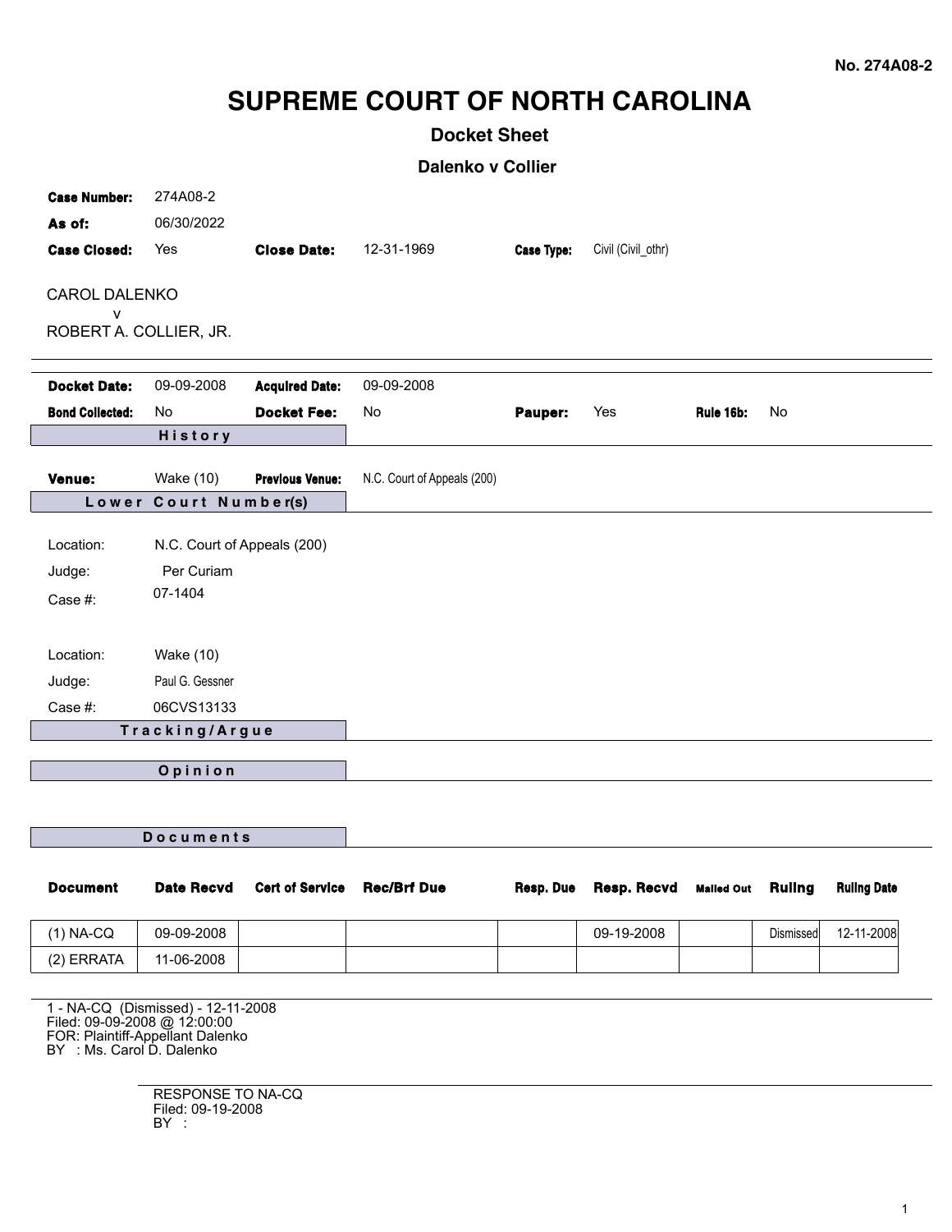No. 274A08-2

# SUPREME COURT OF NORTH CAROLINA

## Docket Sheet

### Dalenko v Collier

**Case Number:** 274A08-2

**As of:** 06/30/2022

**Case Closed:** Yes **Close Date:** 12-31-1969 **Case Type:** Civil (Civil_othr)

CAROL DALENKO
v
ROBERT A. COLLIER, JR.

**Docket Date:** 09-09-2008 **Acquired Date:** 09-09-2008

**Bond Collected:** No **Docket Fee:** No **Pauper:** Yes **Rule 16b:** No

**History**

**Venue:** Wake (10) **Previous Venue:** N.C. Court of Appeals (200)

**Lower Court Number(s)**

Location: N.C. Court of Appeals (200)
Judge: Per Curiam
Case #: 07-1404

Location: Wake (10)
Judge: Paul G. Gessner
Case #: 06CVS13133

**Tracking/Argue**

**Opinion**

**Documents**

| Document | Date Recvd | Cert of Service | Rec/Brf Due | Resp. Due | Resp. Recvd | Mailed Out | Ruling | Ruling Date |
|---|---|---|---|---|---|---|---|---|
| (1) NA-CQ | 09-09-2008 | | | | 09-19-2008 | | Dismissed | 12-11-2008 |
| (2) ERRATA | 11-06-2008 | | | | | | | |

1 - NA-CQ (Dismissed) - 12-11-2008
Filed: 09-09-2008 @ 12:00:00
FOR: Plaintiff-Appellant Dalenko
BY : Ms. Carol D. Dalenko

RESPONSE TO NA-CQ
Filed: 09-19-2008
BY :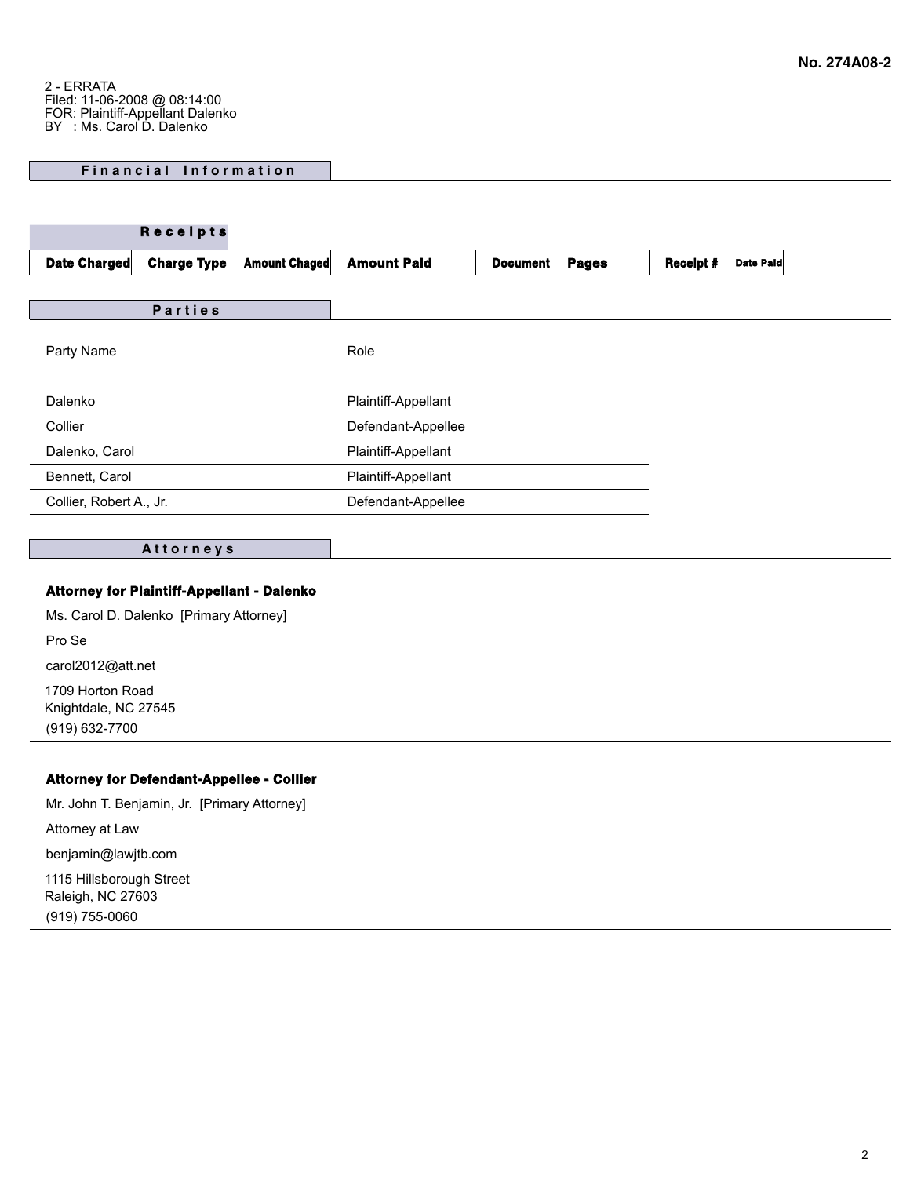No. 274A08-2

2 - ERRATA
Filed: 11-06-2008 @ 08:14:00
FOR: Plaintiff-Appellant Dalenko
BY : Ms. Carol D. Dalenko

## Financial Information

### Receipts

| Date Charged | Charge Type | Amount Chaged | Amount Paid | Document | Pages | Receipt # | Date Paid |
|---|---|---|---|---|---|---|---|

## Parties

| Party Name | Role |
|---|---|
| Dalenko | Plaintiff-Appellant |
| Collier | Defendant-Appellee |
| Dalenko, Carol | Plaintiff-Appellant |
| Bennett, Carol | Plaintiff-Appellant |
| Collier, Robert A., Jr. | Defendant-Appellee |

## Attorneys

**Attorney for Plaintiff-Appellant - Dalenko**

Ms. Carol D. Dalenko [Primary Attorney]

Pro Se

carol2012@att.net

1709 Horton Road
Knightdale, NC 27545

(919) 632-7700

**Attorney for Defendant-Appellee - Collier**

Mr. John T. Benjamin, Jr. [Primary Attorney]

Attorney at Law

benjamin@lawjtb.com

1115 Hillsborough Street
Raleigh, NC 27603

(919) 755-0060